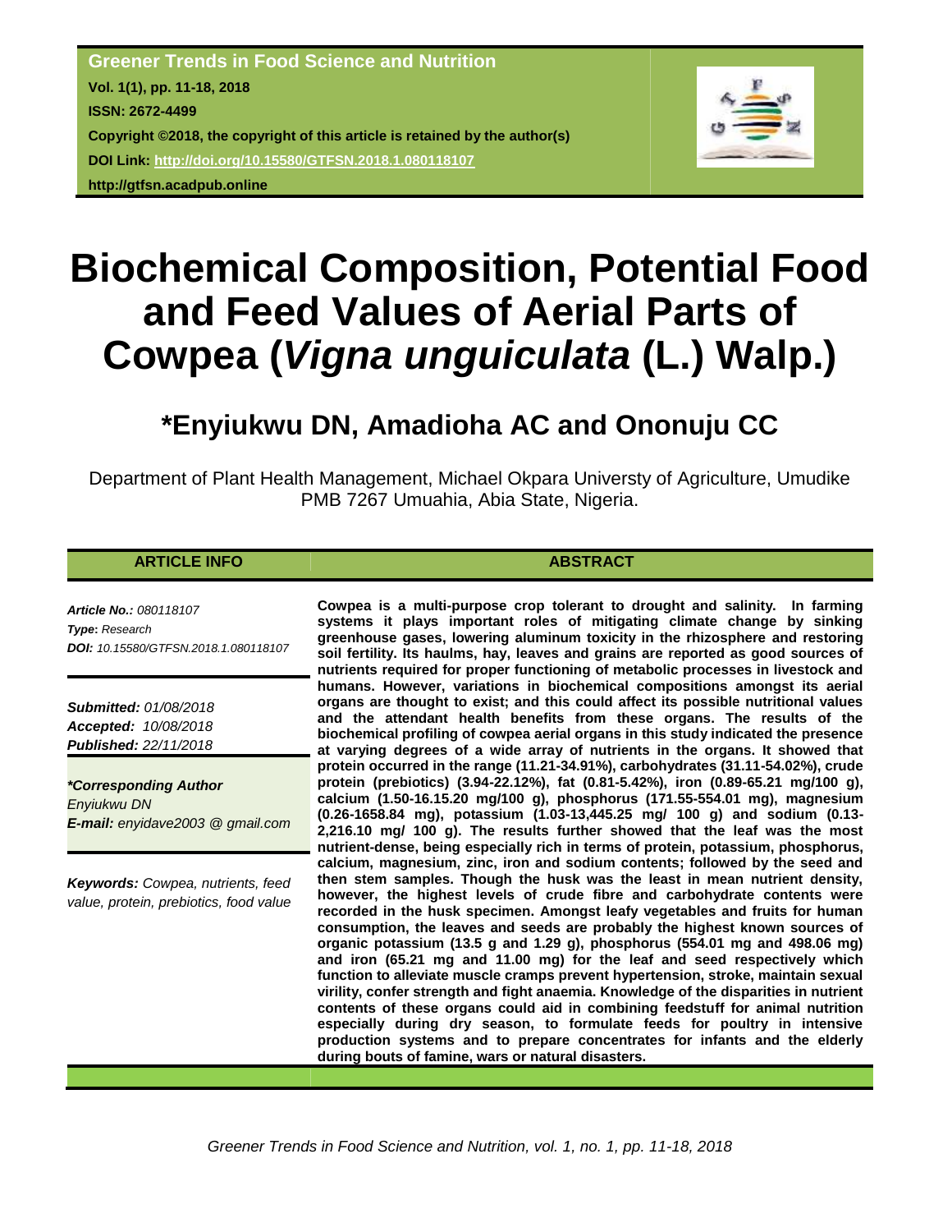**Greener Trends in Food Science and Nutrition**
**Vol. 1(1), pp. 11-18, 2018**
**ISSN: 2672-4499**
**Copyright ©2018, the copyright of this article is retained by the author(s)**
**DOI Link: http://doi.org/10.15580/GTFSN.2018.1.080118107**
**http://gtfsn.acadpub.online**

# Biochemical Composition, Potential Food and Feed Values of Aerial Parts of Cowpea (*Vigna unguiculata* (L.) Walp.)

## *Enyiukwu DN, Amadioha AC and Ononuju CC

Department of Plant Health Management, Michael Okpara Universty of Agriculture, Umudike PMB 7267 Umuahia, Abia State, Nigeria.

**ARTICLE INFO**

*Article No.: 080118107*
***Type*: Research**
*DOI: 10.15580/GTFSN.2018.1.080118107*

***Submitted:** 01/08/2018*
***Accepted:** 10/08/2018*
***Published:** 22/11/2018*

***\*Corresponding Author***
*Enyiukwu DN*
***E-mail:** enyidave2003 @ gmail.com*

***Keywords:** Cowpea, nutrients, feed value, protein, prebiotics, food value*

**ABSTRACT**

**Cowpea is a multi-purpose crop tolerant to drought and salinity. In farming systems it plays important roles of mitigating climate change by sinking greenhouse gases, lowering aluminum toxicity in the rhizosphere and restoring soil fertility. Its haulms, hay, leaves and grains are reported as good sources of nutrients required for proper functioning of metabolic processes in livestock and humans. However, variations in biochemical compositions amongst its aerial organs are thought to exist; and this could affect its possible nutritional values and the attendant health benefits from these organs. The results of the biochemical profiling of cowpea aerial organs in this study indicated the presence at varying degrees of a wide array of nutrients in the organs. It showed that protein occurred in the range (11.21-34.91%), carbohydrates (31.11-54.02%), crude protein (prebiotics) (3.94-22.12%), fat (0.81-5.42%), iron (0.89-65.21 mg/100 g), calcium (1.50-16.15.20 mg/100 g), phosphorus (171.55-554.01 mg), magnesium (0.26-1658.84 mg), potassium (1.03-13,445.25 mg/ 100 g) and sodium (0.13-2,216.10 mg/ 100 g). The results further showed that the leaf was the most nutrient-dense, being especially rich in terms of protein, potassium, phosphorus, calcium, magnesium, zinc, iron and sodium contents; followed by the seed and then stem samples. Though the husk was the least in mean nutrient density, however, the highest levels of crude fibre and carbohydrate contents were recorded in the husk specimen. Amongst leafy vegetables and fruits for human consumption, the leaves and seeds are probably the highest known sources of organic potassium (13.5 g and 1.29 g), phosphorus (554.01 mg and 498.06 mg) and iron (65.21 mg and 11.00 mg) for the leaf and seed respectively which function to alleviate muscle cramps prevent hypertension, stroke, maintain sexual virility, confer strength and fight anaemia. Knowledge of the disparities in nutrient contents of these organs could aid in combining feedstuff for animal nutrition especially during dry season, to formulate feeds for poultry in intensive production systems and to prepare concentrates for infants and the elderly during bouts of famine, wars or natural disasters.**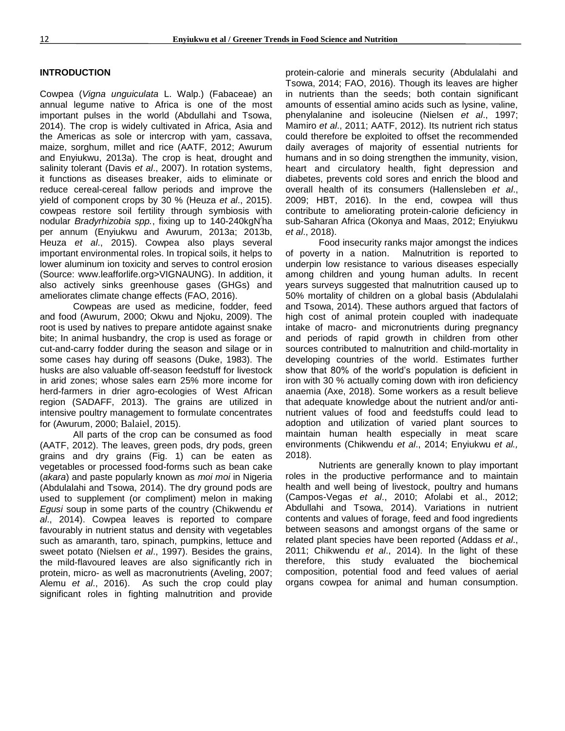## INTRODUCTION

Cowpea (*Vigna unguiculata* L. Walp.) (Fabaceae) an annual legume native to Africa is one of the most important pulses in the world (Abdullahi and Tsowa, 2014). The crop is widely cultivated in Africa, Asia and the Americas as sole or intercrop with yam, cassava, maize, sorghum, millet and rice (AATF, 2012; Awurum and Enyiukwu, 2013a). The crop is heat, drought and salinity tolerant (Davis *et al*., 2007). In rotation systems, it functions as diseases breaker, aids to eliminate or reduce cereal-cereal fallow periods and improve the yield of component crops by 30 % (Heuza *et al*., 2015). cowpeas restore soil fertility through symbiosis with nodular *Bradyrhizobia spp.*, fixing up to 140-240kgN/ha per annum (Enyiukwu and Awurum, 2013a; 2013b, Heuza *et al*., 2015). Cowpea also plays several important environmental roles. In tropical soils, it helps to lower aluminum ion toxicity and serves to control erosion (Source: www.leafforlife.org>VIGNAUNG). In addition, it also actively sinks greenhouse gases (GHGs) and ameliorates climate change effects (FAO, 2016).

Cowpeas are used as medicine, fodder, feed and food (Awurum, 2000; Okwu and Njoku, 2009). The root is used by natives to prepare antidote against snake bite; In animal husbandry, the crop is used as forage or cut-and-carry fodder during the season and silage or in some cases hay during off seasons (Duke, 1983). The husks are also valuable off-season feedstuff for livestock in arid zones; whose sales earn 25% more income for herd-farmers in drier agro-ecologies of West African region (SADAFF, 2013). The grains are utilized in intensive poultry management to formulate concentrates for (Awurum, 2000; Balaiel, 2015).

All parts of the crop can be consumed as food (AATF, 2012). The leaves, green pods, dry pods, green grains and dry grains (Fig. 1) can be eaten as vegetables or processed food-forms such as bean cake (*akara*) and paste popularly known as *moi moi* in Nigeria (Abdulalahi and Tsowa, 2014). The dry ground pods are used to supplement (or compliment) melon in making *Egusi* soup in some parts of the country (Chikwendu *et al*., 2014). Cowpea leaves is reported to compare favourably in nutrient status and density with vegetables such as amaranth, taro, spinach, pumpkins, lettuce and sweet potato (Nielsen *et al*., 1997). Besides the grains, the mild-flavoured leaves are also significantly rich in protein, micro- as well as macronutrients (Aveling, 2007; Alemu *et al*., 2016). As such the crop could play significant roles in fighting malnutrition and provide protein-calorie and minerals security (Abdulalahi and Tsowa, 2014; FAO, 2016). Though its leaves are higher in nutrients than the seeds; both contain significant amounts of essential amino acids such as lysine, valine, phenylalanine and isoleucine (Nielsen *et al*., 1997; Mamiro *et al*., 2011; AATF, 2012). Its nutrient rich status could therefore be exploited to offset the recommended daily averages of majority of essential nutrients for humans and in so doing strengthen the immunity, vision, heart and circulatory health, fight depression and diabetes, prevents cold sores and enrich the blood and overall health of its consumers (Hallensleben *et al*., 2009; HBT, 2016). In the end, cowpea will thus contribute to ameliorating protein-calorie deficiency in sub-Saharan Africa (Okonya and Maas, 2012; Enyiukwu *et al*., 2018).

Food insecurity ranks major amongst the indices of poverty in a nation. Malnutrition is reported to underpin low resistance to various diseases especially among children and young human adults. In recent years surveys suggested that malnutrition caused up to 50% mortality of children on a global basis (Abdulalahi and Tsowa, 2014). These authors argued that factors of high cost of animal protein coupled with inadequate intake of macro- and micronutrients during pregnancy and periods of rapid growth in children from other sources contributed to malnutrition and child-mortality in developing countries of the world. Estimates further show that 80% of the world's population is deficient in iron with 30 % actually coming down with iron deficiency anaemia (Axe, 2018). Some workers as a result believe that adequate knowledge about the nutrient and/or anti-nutrient values of food and feedstuffs could lead to adoption and utilization of varied plant sources to maintain human health especially in meat scare environments (Chikwendu *et al*., 2014; Enyiukwu *et al.,* 2018).

Nutrients are generally known to play important roles in the productive performance and to maintain health and well being of livestock, poultry and humans (Campos-Vegas *et al*., 2010; Afolabi et al., 2012; Abdullahi and Tsowa, 2014). Variations in nutrient contents and values of forage, feed and food ingredients between seasons and amongst organs of the same or related plant species have been reported (Addass *et al*., 2011; Chikwendu *et al*., 2014). In the light of these therefore, this study evaluated the biochemical composition, potential food and feed values of aerial organs cowpea for animal and human consumption.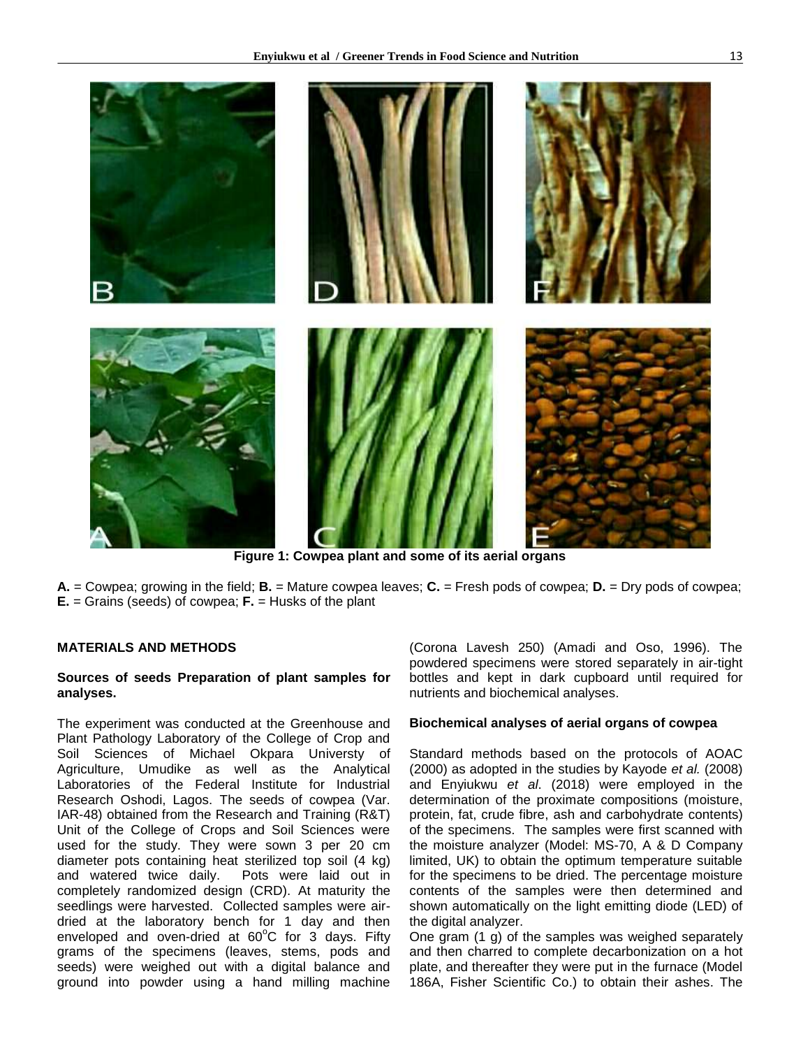**Figure 1: Cowpea plant and some of its aerial organs**

**A.** = Cowpea; growing in the field; **B.** = Mature cowpea leaves; **C.** = Fresh pods of cowpea; **D.** = Dry pods of cowpea; **E.** = Grains (seeds) of cowpea; **F.** = Husks of the plant

## MATERIALS AND METHODS

### Sources of seeds Preparation of plant samples for analyses.

The experiment was conducted at the Greenhouse and Plant Pathology Laboratory of the College of Crop and Soil Sciences of Michael Okpara Universty of Agriculture, Umudike as well as the Analytical Laboratories of the Federal Institute for Industrial Research Oshodi, Lagos. The seeds of cowpea (Var. IAR-48) obtained from the Research and Training (R&T) Unit of the College of Crops and Soil Sciences were used for the study. They were sown 3 per 20 cm diameter pots containing heat sterilized top soil (4 kg) and watered twice daily. Pots were laid out in completely randomized design (CRD). At maturity the seedlings were harvested. Collected samples were air-dried at the laboratory bench for 1 day and then enveloped and oven-dried at $60^{o}C$ for 3 days. Fifty grams of the specimens (leaves, stems, pods and seeds) were weighed out with a digital balance and ground into powder using a hand milling machine (Corona Lavesh 250) (Amadi and Oso, 1996). The powdered specimens were stored separately in air-tight bottles and kept in dark cupboard until required for nutrients and biochemical analyses.

### Biochemical analyses of aerial organs of cowpea

Standard methods based on the protocols of AOAC (2000) as adopted in the studies by Kayode *et al.* (2008) and Enyiukwu *et al*. (2018) were employed in the determination of the proximate compositions (moisture, protein, fat, crude fibre, ash and carbohydrate contents) of the specimens. The samples were first scanned with the moisture analyzer (Model: MS-70, A & D Company limited, UK) to obtain the optimum temperature suitable for the specimens to be dried. The percentage moisture contents of the samples were then determined and shown automatically on the light emitting diode (LED) of the digital analyzer.

One gram (1 g) of the samples was weighed separately and then charred to complete decarbonization on a hot plate, and thereafter they were put in the furnace (Model 186A, Fisher Scientific Co.) to obtain their ashes. The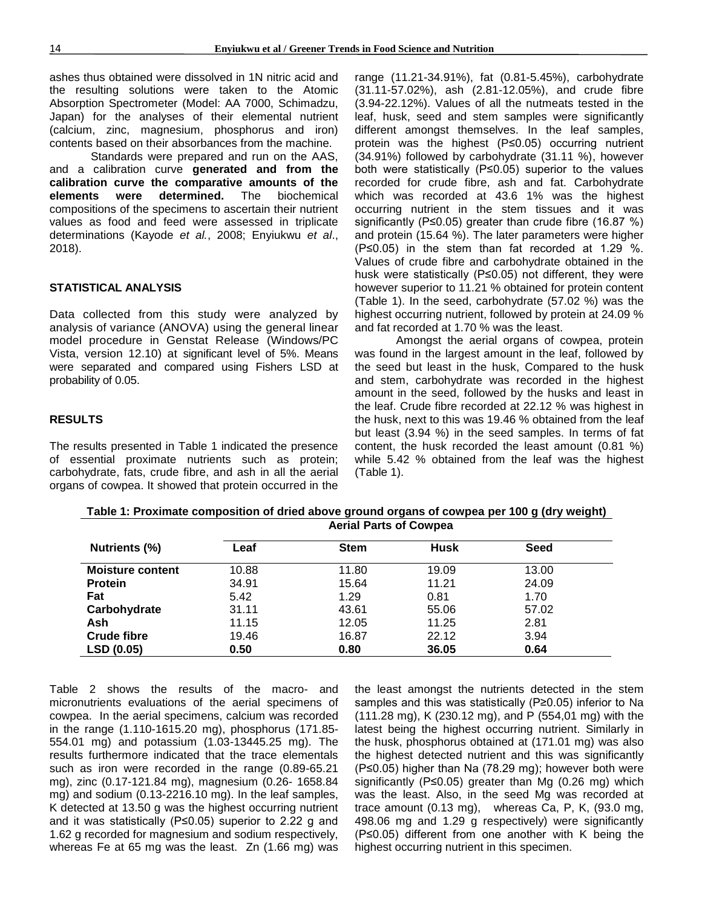ashes thus obtained were dissolved in 1N nitric acid and the resulting solutions were taken to the Atomic Absorption Spectrometer (Model: AA 7000, Schimadzu, Japan) for the analyses of their elemental nutrient (calcium, zinc, magnesium, phosphorus and iron) contents based on their absorbances from the machine.

Standards were prepared and run on the AAS, and a calibration curve **generated and from the calibration curve the comparative amounts of the elements were determined.** The biochemical compositions of the specimens to ascertain their nutrient values as food and feed were assessed in triplicate determinations (Kayode *et al.*, 2008; Enyiukwu *et al*., 2018).

## STATISTICAL ANALYSIS

Data collected from this study were analyzed by analysis of variance (ANOVA) using the general linear model procedure in Genstat Release (Windows/PC Vista, version 12.10) at significant level of 5%. Means were separated and compared using Fishers LSD at probability of 0.05.

## RESULTS

The results presented in Table 1 indicated the presence of essential proximate nutrients such as protein; carbohydrate, fats, crude fibre, and ash in all the aerial organs of cowpea. It showed that protein occurred in the range (11.21-34.91%), fat (0.81-5.45%), carbohydrate (31.11-57.02%), ash (2.81-12.05%), and crude fibre (3.94-22.12%). Values of all the nutmeats tested in the leaf, husk, seed and stem samples were significantly different amongst themselves. In the leaf samples, protein was the highest ($P \leq 0.05$) occurring nutrient (34.91%) followed by carbohydrate (31.11 %), however both were statistically ($P \leq 0.05$) superior to the values recorded for crude fibre, ash and fat. Carbohydrate which was recorded at 43.6 1% was the highest occurring nutrient in the stem tissues and it was significantly ($P \leq 0.05$) greater than crude fibre (16.87 %) and protein (15.64 %). The later parameters were higher ($P \leq 0.05$) in the stem than fat recorded at 1.29 %. Values of crude fibre and carbohydrate obtained in the husk were statistically ($P \leq 0.05$) not different, they were however superior to 11.21 % obtained for protein content (Table 1). In the seed, carbohydrate (57.02 %) was the highest occurring nutrient, followed by protein at 24.09 % and fat recorded at 1.70 % was the least.

Amongst the aerial organs of cowpea, protein was found in the largest amount in the leaf, followed by the seed but least in the husk, Compared to the husk and stem, carbohydrate was recorded in the highest amount in the seed, followed by the husks and least in the leaf. Crude fibre recorded at 22.12 % was highest in the husk, next to this was 19.46 % obtained from the leaf but least (3.94 %) in the seed samples. In terms of fat content, the husk recorded the least amount (0.81 %) while 5.42 % obtained from the leaf was the highest (Table 1).

**Table 1: Proximate composition of dried above ground organs of cowpea per 100 g (dry weight)**

| | **Aerial Parts of Cowpea** | | | |
|---|---|---|---|---|
| **Nutrients (%)** | **Leaf** | **Stem** | **Husk** | **Seed** |
| **Moisture content** | 10.88 | 11.80 | 19.09 | 13.00 |
| **Protein** | 34.91 | 15.64 | 11.21 | 24.09 |
| **Fat** | 5.42 | 1.29 | 0.81 | 1.70 |
| **Carbohydrate** | 31.11 | 43.61 | 55.06 | 57.02 |
| **Ash** | 11.15 | 12.05 | 11.25 | 2.81 |
| **Crude fibre** | 19.46 | 16.87 | 22.12 | 3.94 |
| **LSD (0.05)** | **0.50** | **0.80** | **36.05** | **0.64** |

Table 2 shows the results of the macro- and micronutrients evaluations of the aerial specimens of cowpea. In the aerial specimens, calcium was recorded in the range (1.110-1615.20 mg), phosphorus (171.85-554.01 mg) and potassium (1.03-13445.25 mg). The results furthermore indicated that the trace elementals such as iron were recorded in the range (0.89-65.21 mg), zinc (0.17-121.84 mg), magnesium (0.26- 1658.84 mg) and sodium (0.13-2216.10 mg). In the leaf samples, K detected at 13.50 g was the highest occurring nutrient and it was statistically ($P \leq 0.05$) superior to 2.22 g and 1.62 g recorded for magnesium and sodium respectively, whereas Fe at 65 mg was the least. Zn (1.66 mg) was the least amongst the nutrients detected in the stem samples and this was statistically ($P \geq 0.05$) inferior to Na (111.28 mg), K (230.12 mg), and P (554,01 mg) with the latest being the highest occurring nutrient. Similarly in the husk, phosphorus obtained at (171.01 mg) was also the highest detected nutrient and this was significantly ($P \leq 0.05$) higher than Na (78.29 mg); however both were significantly ($P \leq 0.05$) greater than Mg (0.26 mg) which was the least. Also, in the seed Mg was recorded at trace amount (0.13 mg), whereas Ca, P, K, (93.0 mg, 498.06 mg and 1.29 g respectively) were significantly ($P \leq 0.05$) different from one another with K being the highest occurring nutrient in this specimen.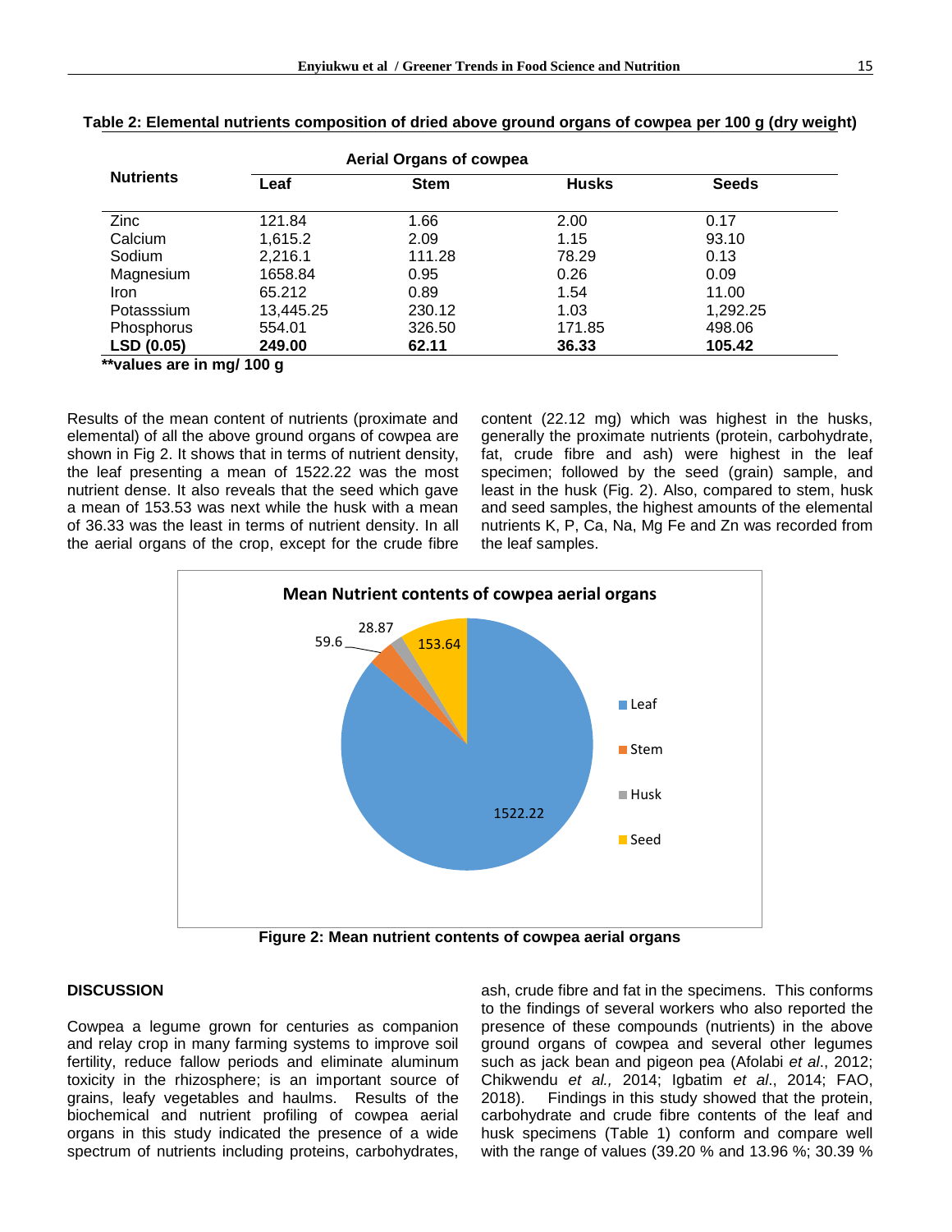**Table 2: Elemental nutrients composition of dried above ground organs of cowpea per 100 g (dry weight)**

| Nutrients | Aerial Organs of cowpea | | | |
|---|---|---|---|---|
| | Leaf | Stem | Husks | Seeds |
| Zinc | 121.84 | 1.66 | 2.00 | 0.17 |
| Calcium | 1,615.2 | 2.09 | 1.15 | 93.10 |
| Sodium | 2,216.1 | 111.28 | 78.29 | 0.13 |
| Magnesium | 1658.84 | 0.95 | 0.26 | 0.09 |
| Iron | 65.212 | 0.89 | 1.54 | 11.00 |
| Potasssium | 13,445.25 | 230.12 | 1.03 | 1,292.25 |
| Phosphorus | 554.01 | 326.50 | 171.85 | 498.06 |
| **LSD (0.05)** | **249.00** | **62.11** | **36.33** | **105.42** |

**\*\*values are in mg/ 100 g**

Results of the mean content of nutrients (proximate and elemental) of all the above ground organs of cowpea are shown in Fig 2. It shows that in terms of nutrient density, the leaf presenting a mean of 1522.22 was the most nutrient dense. It also reveals that the seed which gave a mean of 153.53 was next while the husk with a mean of 36.33 was the least in terms of nutrient density. In all the aerial organs of the crop, except for the crude fibre content (22.12 mg) which was highest in the husks, generally the proximate nutrients (protein, carbohydrate, fat, crude fibre and ash) were highest in the leaf specimen; followed by the seed (grain) sample, and least in the husk (Fig. 2). Also, compared to stem, husk and seed samples, the highest amounts of the elemental nutrients K, P, Ca, Na, Mg Fe and Zn was recorded from the leaf samples.

Mean Nutrient contents of cowpea aerial organs

| Organ | Mean |
|---|---|
| Leaf | 1522.22 |
| Stem | 59.6 |
| Husk | 28.87 |
| Seed | 153.64 |

**Figure 2: Mean nutrient contents of cowpea aerial organs**

## DISCUSSION

Cowpea a legume grown for centuries as companion and relay crop in many farming systems to improve soil fertility, reduce fallow periods and eliminate aluminum toxicity in the rhizosphere; is an important source of grains, leafy vegetables and haulms. Results of the biochemical and nutrient profiling of cowpea aerial organs in this study indicated the presence of a wide spectrum of nutrients including proteins, carbohydrates, ash, crude fibre and fat in the specimens. This conforms to the findings of several workers who also reported the presence of these compounds (nutrients) in the above ground organs of cowpea and several other legumes such as jack bean and pigeon pea (Afolabi *et al*., 2012; Chikwendu *et al.,* 2014; Igbatim *et al*., 2014; FAO, 2018). Findings in this study showed that the protein, carbohydrate and crude fibre contents of the leaf and husk specimens (Table 1) conform and compare well with the range of values (39.20 % and 13.96 %; 30.39 %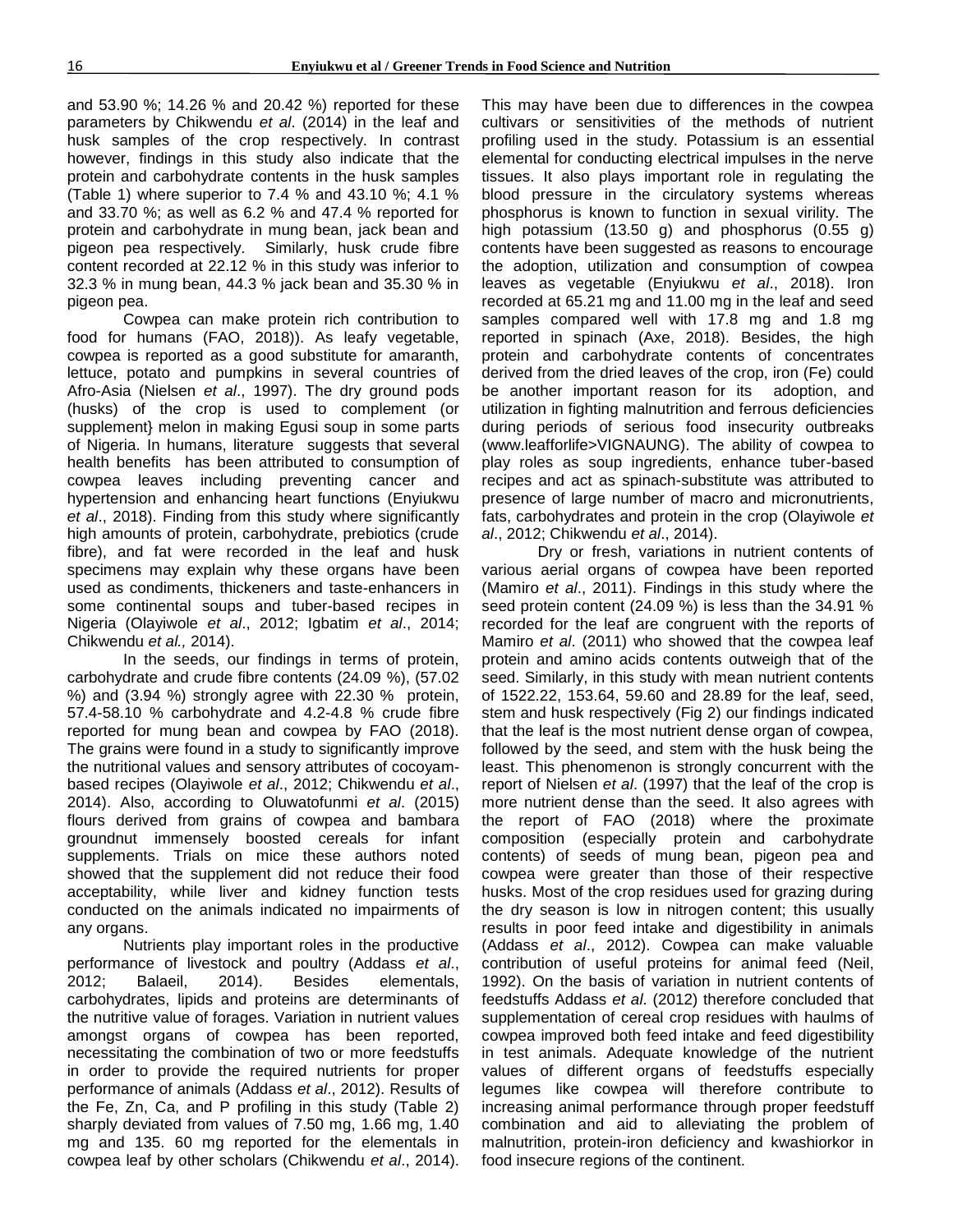and 53.90 %; 14.26 % and 20.42 %) reported for these parameters by Chikwendu *et al*. (2014) in the leaf and husk samples of the crop respectively. In contrast however, findings in this study also indicate that the protein and carbohydrate contents in the husk samples (Table 1) where superior to 7.4 % and 43.10 %; 4.1 % and 33.70 %; as well as 6.2 % and 47.4 % reported for protein and carbohydrate in mung bean, jack bean and pigeon pea respectively. Similarly, husk crude fibre content recorded at 22.12 % in this study was inferior to 32.3 % in mung bean, 44.3 % jack bean and 35.30 % in pigeon pea.

Cowpea can make protein rich contribution to food for humans (FAO, 2018)). As leafy vegetable, cowpea is reported as a good substitute for amaranth, lettuce, potato and pumpkins in several countries of Afro-Asia (Nielsen *et al*., 1997). The dry ground pods (husks) of the crop is used to complement (or supplement} melon in making Egusi soup in some parts of Nigeria. In humans, literature suggests that several health benefits has been attributed to consumption of cowpea leaves including preventing cancer and hypertension and enhancing heart functions (Enyiukwu *et al*., 2018). Finding from this study where significantly high amounts of protein, carbohydrate, prebiotics (crude fibre), and fat were recorded in the leaf and husk specimens may explain why these organs have been used as condiments, thickeners and taste-enhancers in some continental soups and tuber-based recipes in Nigeria (Olayiwole *et al*., 2012; Igbatim *et al*., 2014; Chikwendu *et al.,* 2014).

In the seeds, our findings in terms of protein, carbohydrate and crude fibre contents (24.09 %), (57.02 %) and (3.94 %) strongly agree with 22.30 % protein, 57.4-58.10 % carbohydrate and 4.2-4.8 % crude fibre reported for mung bean and cowpea by FAO (2018). The grains were found in a study to significantly improve the nutritional values and sensory attributes of cocoyam-based recipes (Olayiwole *et al*., 2012; Chikwendu *et al*., 2014). Also, according to Oluwatofunmi *et al*. (2015) flours derived from grains of cowpea and bambara groundnut immensely boosted cereals for infant supplements. Trials on mice these authors noted showed that the supplement did not reduce their food acceptability, while liver and kidney function tests conducted on the animals indicated no impairments of any organs.

Nutrients play important roles in the productive performance of livestock and poultry (Addass *et al*., 2012; Balaeil, 2014). Besides elementals, carbohydrates, lipids and proteins are determinants of the nutritive value of forages. Variation in nutritive values amongst organs of cowpea has been reported, necessitating the combination of two or more feedstuffs in order to provide the required nutrients for proper performance of animals (Addass *et al*., 2012). Results of the Fe, Zn, Ca, and P profiling in this study (Table 2) sharply deviated from values of 7.50 mg, 1.66 mg, 1.40 mg and 135. 60 mg reported for the elementals in cowpea leaf by other scholars (Chikwendu *et al*., 2014). This may have been due to differences in the cowpea cultivars or sensitivities of the methods of nutrient profiling used in the study. Potassium is an essential elemental for conducting electrical impulses in the nerve tissues. It also plays important role in regulating the blood pressure in the circulatory systems whereas phosphorus is known to function in sexual virility. The high potassium (13.50 g) and phosphorus (0.55 g) contents have been suggested as reasons to encourage the adoption, utilization and consumption of cowpea leaves as vegetable (Enyiukwu *et al*., 2018). Iron recorded at 65.21 mg and 11.00 mg in the leaf and seed samples compared well with 17.8 mg and 1.8 mg reported in spinach (Axe, 2018). Besides, the high protein and carbohydrate contents of concentrates derived from the dried leaves of the crop, iron (Fe) could be another important reason for its adoption, and utilization in fighting malnutrition and ferrous deficiencies during periods of serious food insecurity outbreaks (www.leafforlife>VIGNAUNG). The ability of cowpea to play roles as soup ingredients, enhance tuber-based recipes and act as spinach-substitute was attributed to presence of large number of macro and micronutrients, fats, carbohydrates and protein in the crop (Olayiwole *et al*., 2012; Chikwendu *et al*., 2014).

Dry or fresh, variations in nutrient contents of various aerial organs of cowpea have been reported (Mamiro *et al*., 2011). Findings in this study where the seed protein content (24.09 %) is less than the 34.91 % recorded for the leaf are congruent with the reports of Mamiro *et al*. (2011) who showed that the cowpea leaf protein and amino acids contents outweigh that of the seed. Similarly, in this study with mean nutrient contents of 1522.22, 153.64, 59.60 and 28.89 for the leaf, seed, stem and husk respectively (Fig 2) our findings indicated that the leaf is the most nutrient dense organ of cowpea, followed by the seed, and stem with the husk being the least. This phenomenon is strongly concurrent with the report of Nielsen *et al*. (1997) that the leaf of the crop is more nutrient dense than the seed. It also agrees with the report of FAO (2018) where the proximate composition (especially protein and carbohydrate contents) of seeds of mung bean, pigeon pea and cowpea were greater than those of their respective husks. Most of the crop residues used for grazing during the dry season is low in nitrogen content; this usually results in poor feed intake and digestibility in animals (Addass *et al*., 2012). Cowpea can make valuable contribution of useful proteins for animal feed (Neil, 1992). On the basis of variation in nutrient contents of feedstuffs Addass *et al*. (2012) therefore concluded that supplementation of cereal crop residues with haulms of cowpea improved both feed intake and feed digestibility in test animals. Adequate knowledge of the nutrient values of different organs of feedstuffs especially legumes like cowpea will therefore contribute to increasing animal performance through proper feedstuff combination and aid to alleviating the problem of malnutrition, protein-iron deficiency and kwashiorkor in food insecure regions of the continent.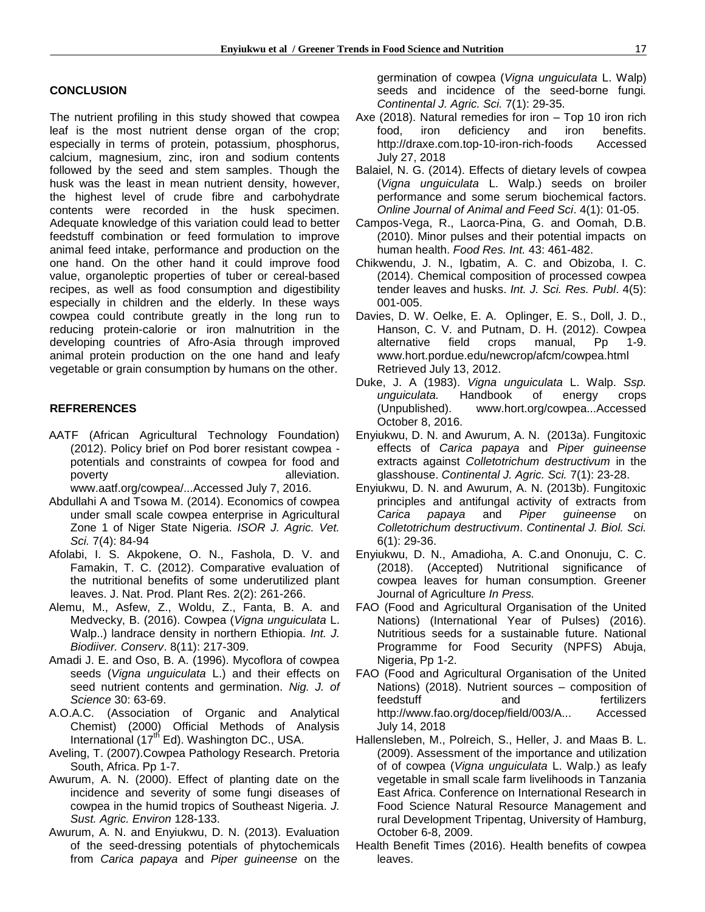## CONCLUSION

The nutrient profiling in this study showed that cowpea leaf is the most nutrient dense organ of the crop; especially in terms of protein, potassium, phosphorus, calcium, magnesium, zinc, iron and sodium contents followed by the seed and stem samples. Though the husk was the least in mean nutrient density, however, the highest level of crude fibre and carbohydrate contents were recorded in the husk specimen. Adequate knowledge of this variation could lead to better feedstuff combination or feed formulation to improve animal feed intake, performance and production on the one hand. On the other hand it could improve food value, organoleptic properties of tuber or cereal-based recipes, as well as food consumption and digestibility especially in children and the elderly. In these ways cowpea could contribute greatly in the long run to reducing protein-calorie or iron malnutrition in the developing countries of Afro-Asia through improved animal protein production on the one hand and leafy vegetable or grain consumption by humans on the other.

## REFRERENCES

AATF (African Agricultural Technology Foundation) (2012). Policy brief on Pod borer resistant cowpea - potentials and constraints of cowpea for food and poverty alleviation. www.aatf.org/cowpea/...Accessed July 7, 2016.

Abdullahi A and Tsowa M. (2014). Economics of cowpea under small scale cowpea enterprise in Agricultural Zone 1 of Niger State Nigeria. *ISOR J. Agric. Vet. Sci.* 7(4): 84-94

Afolabi, I. S. Akpokene, O. N., Fashola, D. V. and Famakin, T. C. (2012). Comparative evaluation of the nutritional benefits of some underutilized plant leaves. J. Nat. Prod. Plant Res. 2(2): 261-266.

Alemu, M., Asfew, Z., Woldu, Z., Fanta, B. A. and Medvecky, B. (2016). Cowpea (*Vigna unguiculata* L. Walp..) landrace density in northern Ethiopia. *Int. J. Biodiiver. Conserv*. 8(11): 217-309.

Amadi J. E. and Oso, B. A. (1996). Mycoflora of cowpea seeds (*Vigna unguiculata* L.) and their effects on seed nutrient contents and germination. *Nig. J. of Science* 30: 63-69.

A.O.A.C. (Association of Organic and Analytical Chemist) (2000) Official Methods of Analysis International (17th Ed). Washington DC., USA.

Aveling, T. (2007).Cowpea Pathology Research. Pretoria South, Africa. Pp 1-7.

Awurum, A. N. (2000). Effect of planting date on the incidence and severity of some fungi diseases of cowpea in the humid tropics of Southeast Nigeria. *J. Sust. Agric. Environ* 128-133.

Awurum, A. N. and Enyiukwu, D. N. (2013). Evaluation of the seed-dressing potentials of phytochemicals from *Carica papaya* and *Piper guineense* on the germination of cowpea (*Vigna unguiculata* L. Walp) seeds and incidence of the seed-borne fungi. *Continental J. Agric. Sci.* 7(1): 29-35.

Axe (2018). Natural remedies for iron – Top 10 iron rich food, iron deficiency and iron benefits. http://draxe.com.top-10-iron-rich-foods Accessed July 27, 2018

Balaiel, N. G. (2014). Effects of dietary levels of cowpea (*Vigna unguiculata* L. Walp.) seeds on broiler performance and some serum biochemical factors. *Online Journal of Animal and Feed Sci*. 4(1): 01-05.

Campos-Vega, R., Laorca-Pina, G. and Oomah, D.B. (2010). Minor pulses and their potential impacts on human health. *Food Res. Int.* 43: 461-482.

Chikwendu, J. N., Igbatim, A. C. and Obizoba, I. C. (2014). Chemical composition of processed cowpea tender leaves and husks. *Int. J. Sci. Res. Publ*. 4(5): 001-005.

Davies, D. W. Oelke, E. A. Oplinger, E. S., Doll, J. D., Hanson, C. V. and Putnam, D. H. (2012). Cowpea alternative field crops manual, Pp 1-9. www.hort.pordue.edu/newcrop/afcm/cowpea.html Retrieved July 13, 2012.

Duke, J. A (1983). *Vigna unguiculata* L. Walp. *Ssp. unguiculata.* Handbook of energy crops (Unpublished). www.hort.org/cowpea...Accessed October 8, 2016.

Enyiukwu, D. N. and Awurum, A. N. (2013a). Fungitoxic effects of *Carica papaya* and *Piper guineense* extracts against *Colletotrichum destructivum* in the glasshouse. *Continental J. Agric. Sci.* 7(1): 23-28.

Enyiukwu, D. N. and Awurum, A. N. (2013b). Fungitoxic principles and antifungal activity of extracts from *Carica papaya* and *Piper guineense* on *Colletotrichum destructivum*. *Continental J. Biol. Sci.* 6(1): 29-36.

Enyiukwu, D. N., Amadioha, A. C.and Ononuju, C. C. (2018). (Accepted) Nutritional significance of cowpea leaves for human consumption. Greener Journal of Agriculture *In Press.*

FAO (Food and Agricultural Organisation of the United Nations) (International Year of Pulses) (2016). Nutritious seeds for a sustainable future. National Programme for Food Security (NPFS) Abuja, Nigeria, Pp 1-2.

FAO (Food and Agricultural Organisation of the United Nations) (2018). Nutrient sources – composition of feedstuff and fertilizers http://www.fao.org/docep/field/003/A... Accessed July 14, 2018

Hallensleben, M., Polreich, S., Heller, J. and Maas B. L. (2009). Assessment of the importance and utilization of of cowpea (*Vigna unguiculata* L. Walp.) as leafy vegetable in small scale farm livelihoods in Tanzania East Africa. Conference on International Research in Food Science Natural Resource Management and rural Development Tripentag, University of Hamburg, October 6-8, 2009.

Health Benefit Times (2016). Health benefits of cowpea leaves.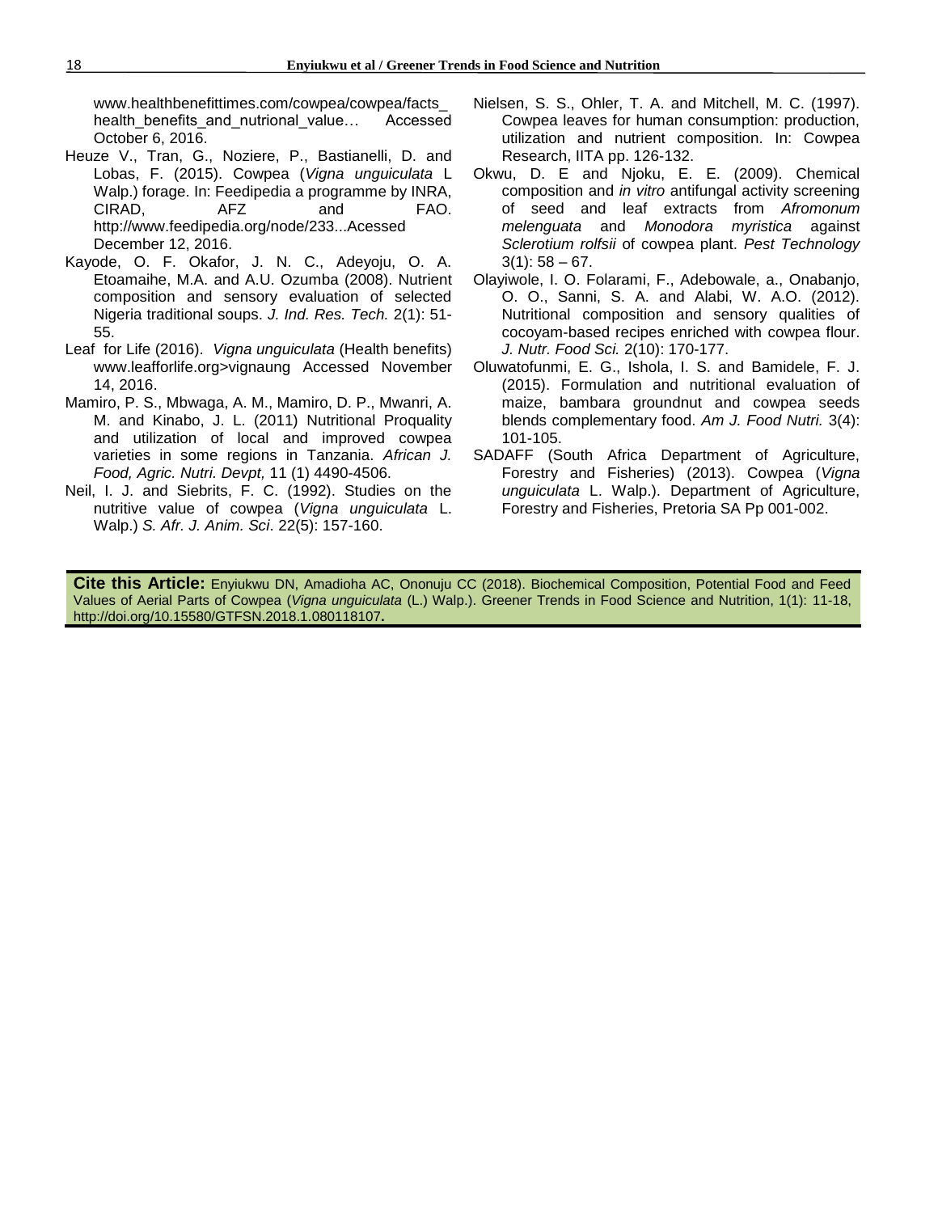www.healthbenefittimes.com/cowpea/cowpea/facts_health_benefits_and_nutrional_value… Accessed October 6, 2016.

Heuze V., Tran, G., Noziere, P., Bastianelli, D. and Lobas, F. (2015). Cowpea (*Vigna unguiculata* L Walp.) forage. In: Feedipedia a programme by INRA, CIRAD, AFZ and FAO. http://www.feedipedia.org/node/233...Acessed December 12, 2016.

Kayode, O. F. Okafor, J. N. C., Adeyoju, O. A. Etoamaihe, M.A. and A.U. Ozumba (2008). Nutrient composition and sensory evaluation of selected Nigeria traditional soups. *J. Ind. Res. Tech.* 2(1): 51-55.

Leaf for Life (2016). *Vigna unguiculata* (Health benefits) www.leafforlife.org>vignaung Accessed November 14, 2016.

Mamiro, P. S., Mbwaga, A. M., Mamiro, D. P., Mwanri, A. M. and Kinabo, J. L. (2011) Nutritional Proquality and utilization of local and improved cowpea varieties in some regions in Tanzania. *African J. Food, Agric. Nutri. Devpt,* 11 (1) 4490-4506.

Neil, I. J. and Siebrits, F. C. (1992). Studies on the nutritive value of cowpea (*Vigna unguiculata* L. Walp.) *S. Afr. J. Anim. Sci*. 22(5): 157-160.

Nielsen, S. S., Ohler, T. A. and Mitchell, M. C. (1997). Cowpea leaves for human consumption: production, utilization and nutrient composition. In: Cowpea Research, IITA pp. 126-132.

Okwu, D. E and Njoku, E. E. (2009). Chemical composition and *in vitro* antifungal activity screening of seed and leaf extracts from *Afromonum melenguata* and *Monodora myristica* against *Sclerotium rolfsii* of cowpea plant. *Pest Technology* 3(1): 58 – 67.

Olayiwole, I. O. Folarami, F., Adebowale, a., Onabanjo, O. O., Sanni, S. A. and Alabi, W. A.O. (2012). Nutritional composition and sensory qualities of cocoyam-based recipes enriched with cowpea flour. *J. Nutr. Food Sci.* 2(10): 170-177.

Oluwatofunmi, E. G., Ishola, I. S. and Bamidele, F. J. (2015). Formulation and nutritional evaluation of maize, bambara groundnut and cowpea seeds blends complementary food. *Am J. Food Nutri.* 3(4): 101-105.

SADAFF (South Africa Department of Agriculture, Forestry and Fisheries) (2013). Cowpea (*Vigna unguiculata* L. Walp.). Department of Agriculture, Forestry and Fisheries, Pretoria SA Pp 001-002.

**Cite this Article:** Enyiukwu DN, Amadioha AC, Ononuju CC (2018). Biochemical Composition, Potential Food and Feed Values of Aerial Parts of Cowpea (*Vigna unguiculata* (L.) Walp.). Greener Trends in Food Science and Nutrition, 1(1): 11-18, http://doi.org/10.15580/GTFSN.2018.1.080118107.